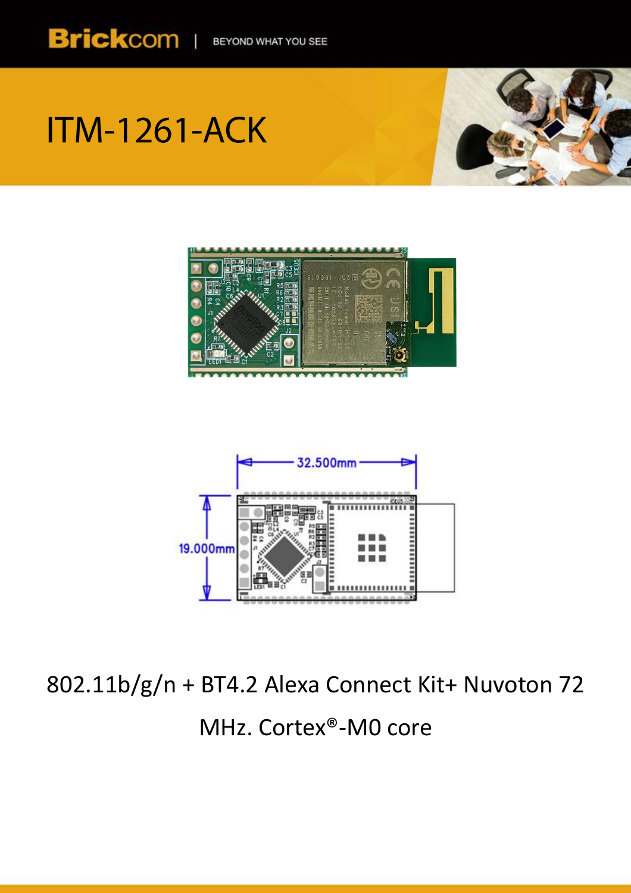# ITM-1261-ACK

802.11b/g/n + BT4.2 Alexa Connect Kit+ Nuvoton 72 MHz. Cortex®-M0 core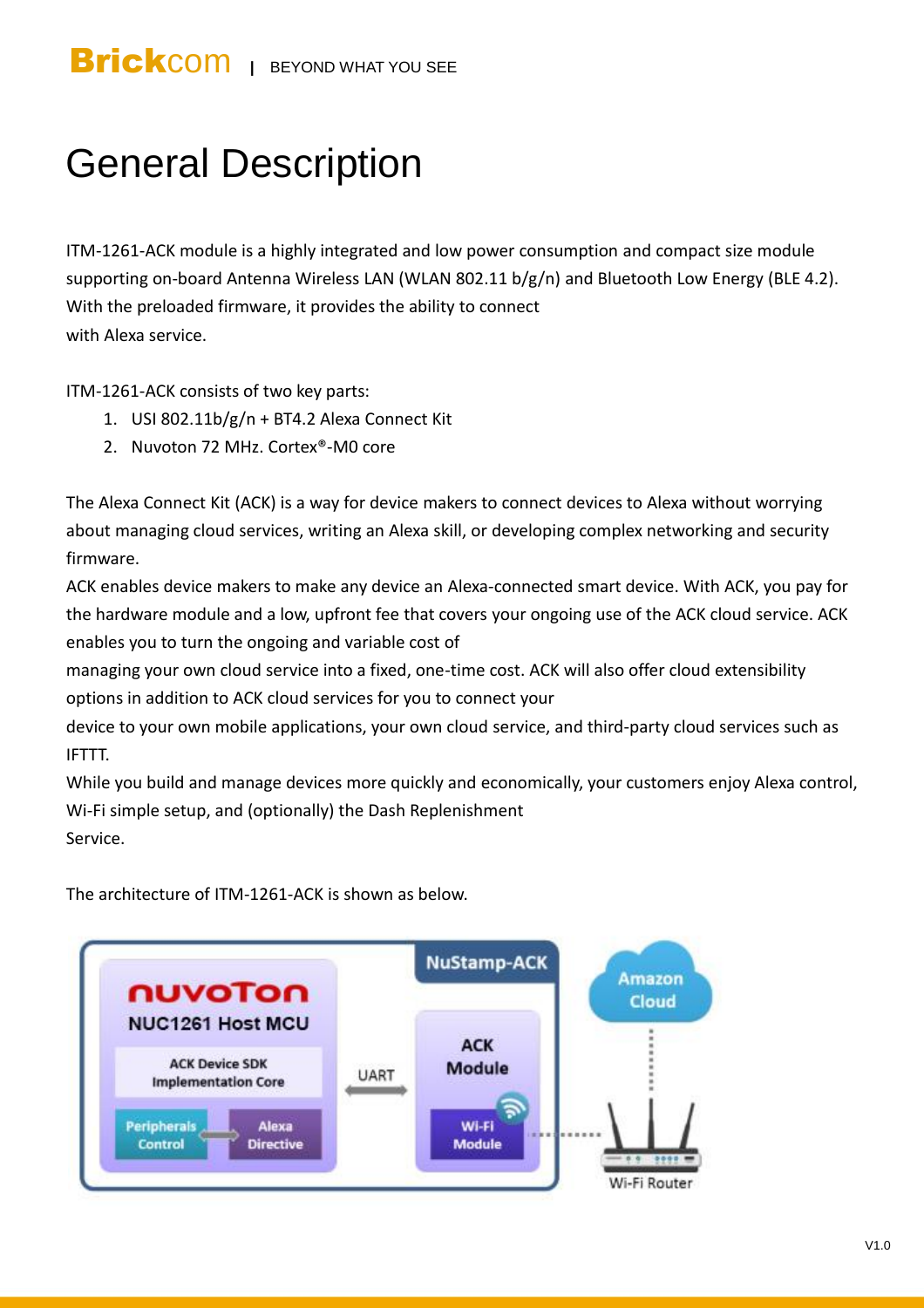# General Description

ITM-1261-ACK module is a highly integrated and low power consumption and compact size module supporting on-board Antenna Wireless LAN (WLAN 802.11 b/g/n) and Bluetooth Low Energy (BLE 4.2). With the preloaded firmware, it provides the ability to connect with Alexa service.

ITM-1261-ACK consists of two key parts:

1. USI 802.11b/g/n + BT4.2 Alexa Connect Kit
2. Nuvoton 72 MHz. Cortex®-M0 core

The Alexa Connect Kit (ACK) is a way for device makers to connect devices to Alexa without worrying about managing cloud services, writing an Alexa skill, or developing complex networking and security firmware.

ACK enables device makers to make any device an Alexa-connected smart device. With ACK, you pay for the hardware module and a low, upfront fee that covers your ongoing use of the ACK cloud service. ACK enables you to turn the ongoing and variable cost of managing your own cloud service into a fixed, one-time cost. ACK will also offer cloud extensibility options in addition to ACK cloud services for you to connect your device to your own mobile applications, your own cloud service, and third-party cloud services such as IFTTT.

While you build and manage devices more quickly and economically, your customers enjoy Alexa control, Wi-Fi simple setup, and (optionally) the Dash Replenishment Service.

The architecture of ITM-1261-ACK is shown as below.

NuStamp-ACK

nuvoTon NUC1261 Host MCU — ACK Device SDK Implementation Core — Peripherals Control ↔ Alexa Directive

UART

ACK Module — Wi-Fi Module

Amazon Cloud

Wi-Fi Router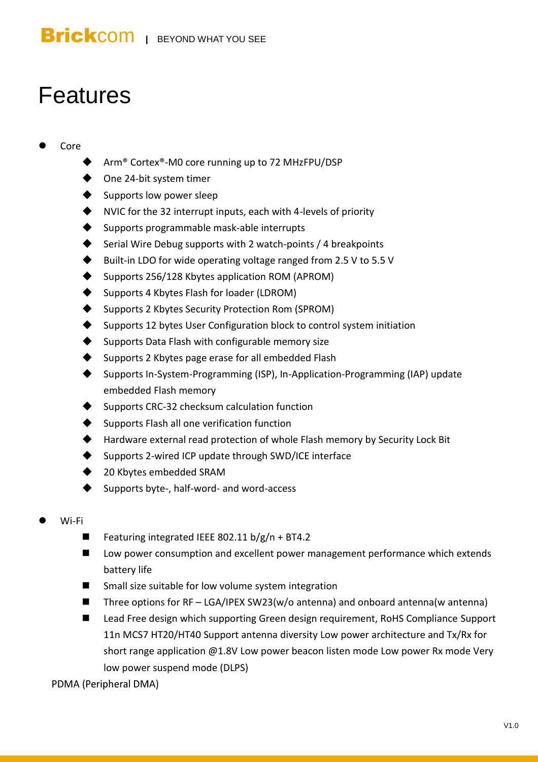# Features

- Core
  - Arm® Cortex®-M0 core running up to 72 MHzFPU/DSP
  - One 24-bit system timer
  - Supports low power sleep
  - NVIC for the 32 interrupt inputs, each with 4-levels of priority
  - Supports programmable mask-able interrupts
  - Serial Wire Debug supports with 2 watch-points / 4 breakpoints
  - Built-in LDO for wide operating voltage ranged from 2.5 V to 5.5 V
  - Supports 256/128 Kbytes application ROM (APROM)
  - Supports 4 Kbytes Flash for loader (LDROM)
  - Supports 2 Kbytes Security Protection Rom (SPROM)
  - Supports 12 bytes User Configuration block to control system initiation
  - Supports Data Flash with configurable memory size
  - Supports 2 Kbytes page erase for all embedded Flash
  - Supports In-System-Programming (ISP), In-Application-Programming (IAP) update embedded Flash memory
  - Supports CRC-32 checksum calculation function
  - Supports Flash all one verification function
  - Hardware external read protection of whole Flash memory by Security Lock Bit
  - Supports 2-wired ICP update through SWD/ICE interface
  - 20 Kbytes embedded SRAM
  - Supports byte-, half-word- and word-access

- Wi-Fi
  - Featuring integrated IEEE 802.11 b/g/n + BT4.2
  - Low power consumption and excellent power management performance which extends battery life
  - Small size suitable for low volume system integration
  - Three options for RF – LGA/IPEX SW23(w/o antenna) and onboard antenna(w antenna)
  - Lead Free design which supporting Green design requirement, RoHS Compliance Support 11n MCS7 HT20/HT40 Support antenna diversity Low power architecture and Tx/Rx for short range application @1.8V Low power beacon listen mode Low power Rx mode Very low power suspend mode (DLPS)

PDMA (Peripheral DMA)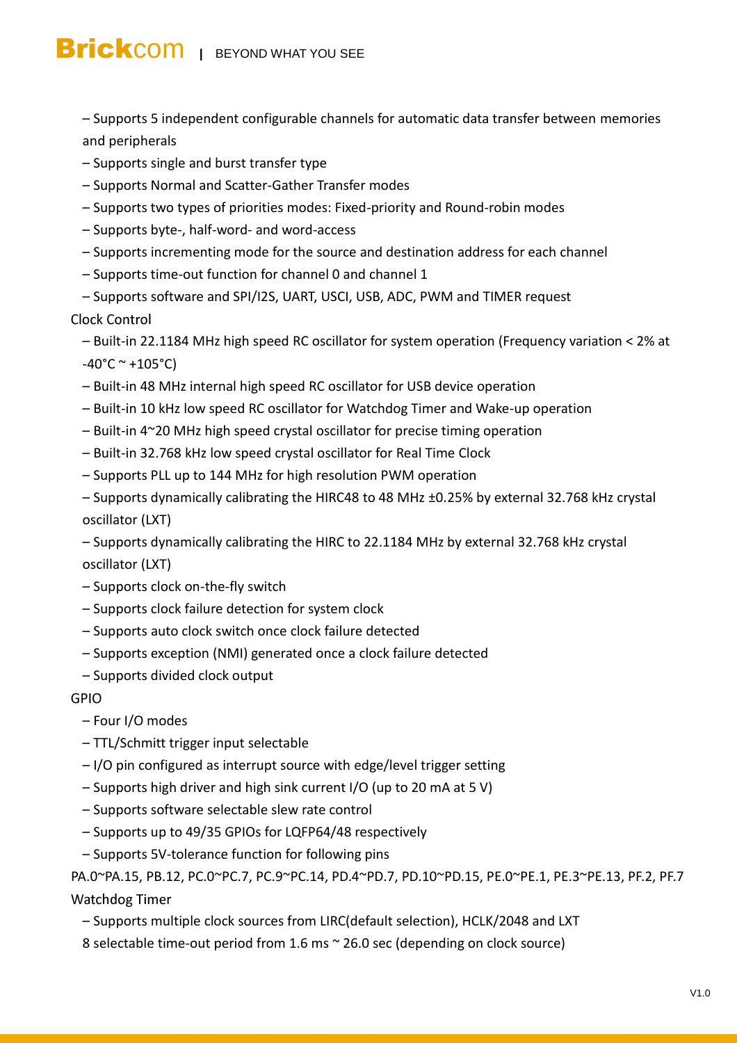– Supports 5 independent configurable channels for automatic data transfer between memories and peripherals

– Supports single and burst transfer type

– Supports Normal and Scatter-Gather Transfer modes

– Supports two types of priorities modes: Fixed-priority and Round-robin modes

– Supports byte-, half-word- and word-access

– Supports incrementing mode for the source and destination address for each channel

– Supports time-out function for channel 0 and channel 1

– Supports software and SPI/I2S, UART, USCI, USB, ADC, PWM and TIMER request

Clock Control

– Built-in 22.1184 MHz high speed RC oscillator for system operation (Frequency variation < 2% at -40°C ~ +105°C)

– Built-in 48 MHz internal high speed RC oscillator for USB device operation

– Built-in 10 kHz low speed RC oscillator for Watchdog Timer and Wake-up operation

– Built-in 4~20 MHz high speed crystal oscillator for precise timing operation

– Built-in 32.768 kHz low speed crystal oscillator for Real Time Clock

– Supports PLL up to 144 MHz for high resolution PWM operation

– Supports dynamically calibrating the HIRC48 to 48 MHz ±0.25% by external 32.768 kHz crystal oscillator (LXT)

– Supports dynamically calibrating the HIRC to 22.1184 MHz by external 32.768 kHz crystal oscillator (LXT)

– Supports clock on-the-fly switch

– Supports clock failure detection for system clock

– Supports auto clock switch once clock failure detected

– Supports exception (NMI) generated once a clock failure detected

– Supports divided clock output

GPIO

– Four I/O modes

– TTL/Schmitt trigger input selectable

– I/O pin configured as interrupt source with edge/level trigger setting

– Supports high driver and high sink current I/O (up to 20 mA at 5 V)

– Supports software selectable slew rate control

– Supports up to 49/35 GPIOs for LQFP64/48 respectively

– Supports 5V-tolerance function for following pins

PA.0~PA.15, PB.12, PC.0~PC.7, PC.9~PC.14, PD.4~PD.7, PD.10~PD.15, PE.0~PE.1, PE.3~PE.13, PF.2, PF.7

Watchdog Timer

– Supports multiple clock sources from LIRC(default selection), HCLK/2048 and LXT

8 selectable time-out period from 1.6 ms ~ 26.0 sec (depending on clock source)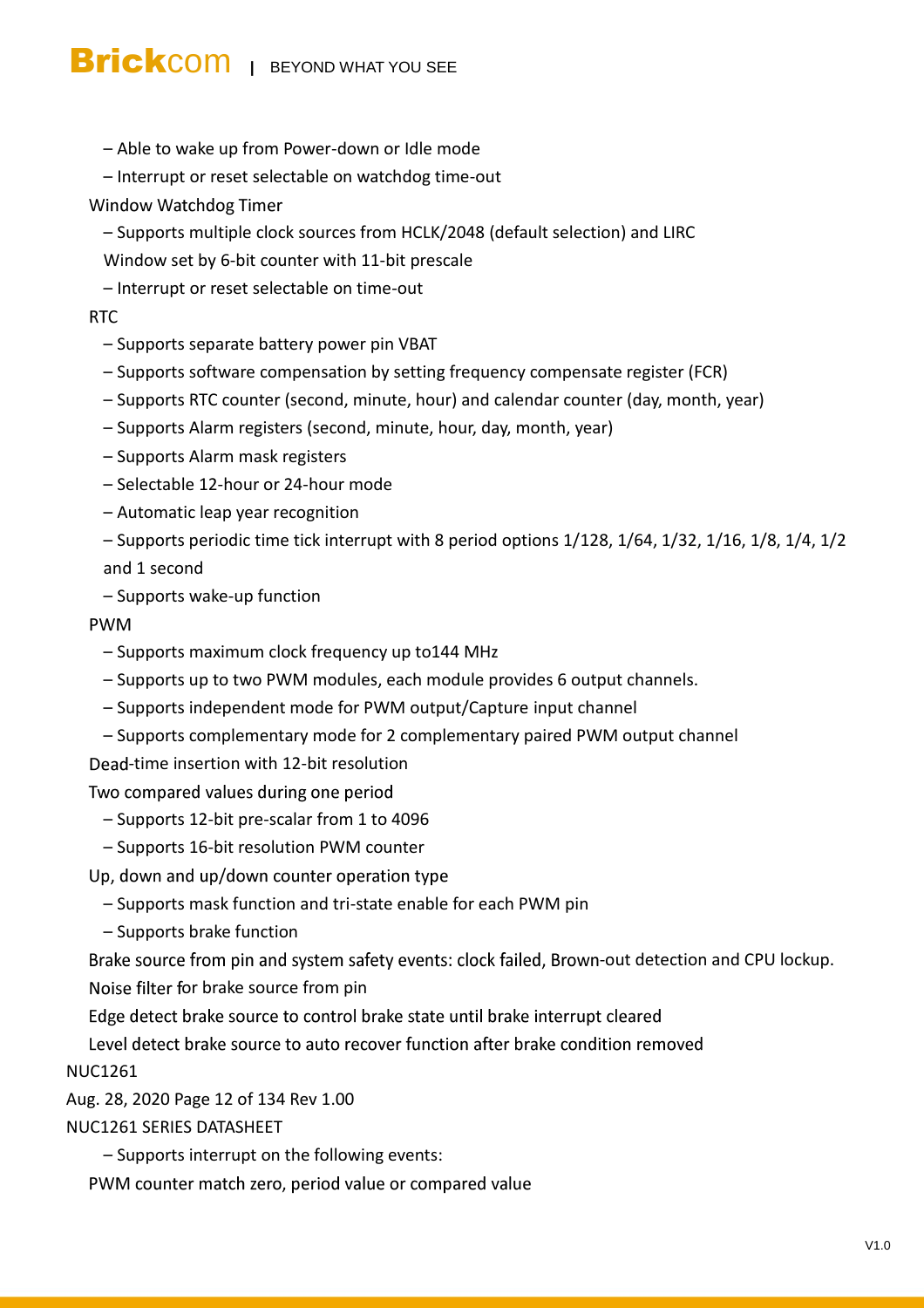– Able to wake up from Power-down or Idle mode

– Interrupt or reset selectable on watchdog time-out

Window Watchdog Timer

– Supports multiple clock sources from HCLK/2048 (default selection) and LIRC

Window set by 6-bit counter with 11-bit prescale

– Interrupt or reset selectable on time-out

RTC

– Supports separate battery power pin VBAT

– Supports software compensation by setting frequency compensate register (FCR)

– Supports RTC counter (second, minute, hour) and calendar counter (day, month, year)

– Supports Alarm registers (second, minute, hour, day, month, year)

– Supports Alarm mask registers

– Selectable 12-hour or 24-hour mode

– Automatic leap year recognition

– Supports periodic time tick interrupt with 8 period options 1/128, 1/64, 1/32, 1/16, 1/8, 1/4, 1/2 and 1 second

– Supports wake-up function

PWM

– Supports maximum clock frequency up to144 MHz

– Supports up to two PWM modules, each module provides 6 output channels.

– Supports independent mode for PWM output/Capture input channel

– Supports complementary mode for 2 complementary paired PWM output channel

Dead-time insertion with 12-bit resolution

Two compared values during one period

– Supports 12-bit pre-scalar from 1 to 4096

– Supports 16-bit resolution PWM counter

Up, down and up/down counter operation type

– Supports mask function and tri-state enable for each PWM pin

– Supports brake function

Brake source from pin and system safety events: clock failed, Brown-out detection and CPU lockup.

Noise filter for brake source from pin

Edge detect brake source to control brake state until brake interrupt cleared

Level detect brake source to auto recover function after brake condition removed

– Supports interrupt on the following events:

PWM counter match zero, period value or compared value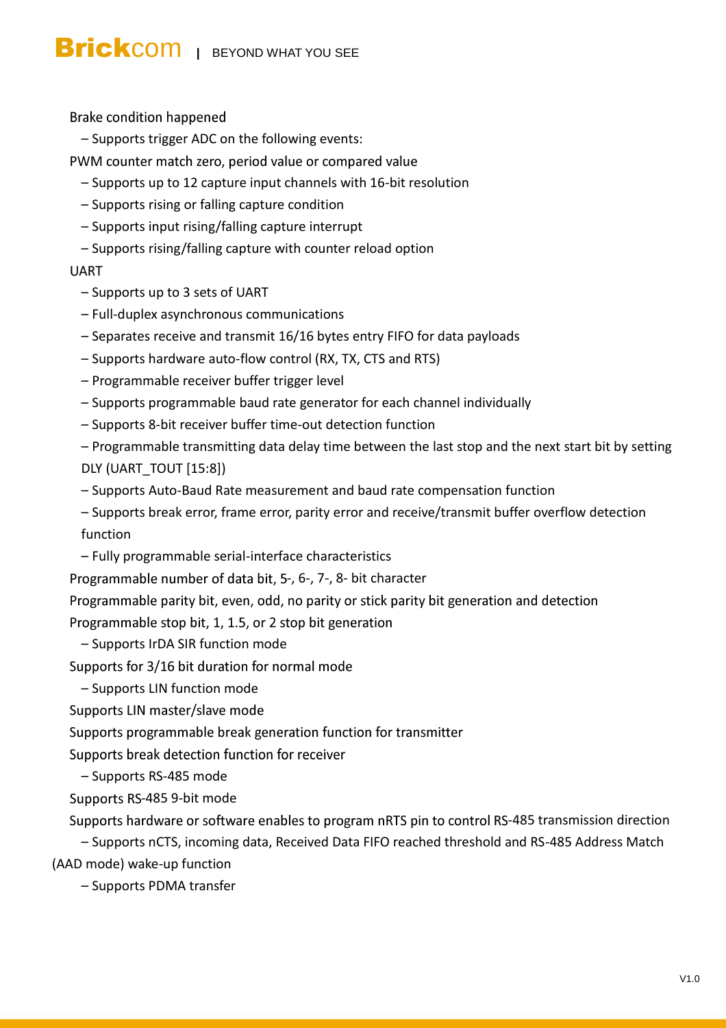Brake condition happened

– Supports trigger ADC on the following events:

PWM counter match zero, period value or compared value

– Supports up to 12 capture input channels with 16-bit resolution

– Supports rising or falling capture condition

– Supports input rising/falling capture interrupt

– Supports rising/falling capture with counter reload option

UART

– Supports up to 3 sets of UART

– Full-duplex asynchronous communications

– Separates receive and transmit 16/16 bytes entry FIFO for data payloads

– Supports hardware auto-flow control (RX, TX, CTS and RTS)

– Programmable receiver buffer trigger level

– Supports programmable baud rate generator for each channel individually

– Supports 8-bit receiver buffer time-out detection function

– Programmable transmitting data delay time between the last stop and the next start bit by setting DLY (UART_TOUT [15:8])

– Supports Auto-Baud Rate measurement and baud rate compensation function

– Supports break error, frame error, parity error and receive/transmit buffer overflow detection function

– Fully programmable serial-interface characteristics

Programmable number of data bit, 5-, 6-, 7-, 8- bit character

Programmable parity bit, even, odd, no parity or stick parity bit generation and detection

Programmable stop bit, 1, 1.5, or 2 stop bit generation

– Supports IrDA SIR function mode

Supports for 3/16 bit duration for normal mode

– Supports LIN function mode

Supports LIN master/slave mode

Supports programmable break generation function for transmitter

Supports break detection function for receiver

– Supports RS-485 mode

Supports RS-485 9-bit mode

Supports hardware or software enables to program nRTS pin to control RS-485 transmission direction

– Supports nCTS, incoming data, Received Data FIFO reached threshold and RS-485 Address Match (AAD mode) wake-up function

– Supports PDMA transfer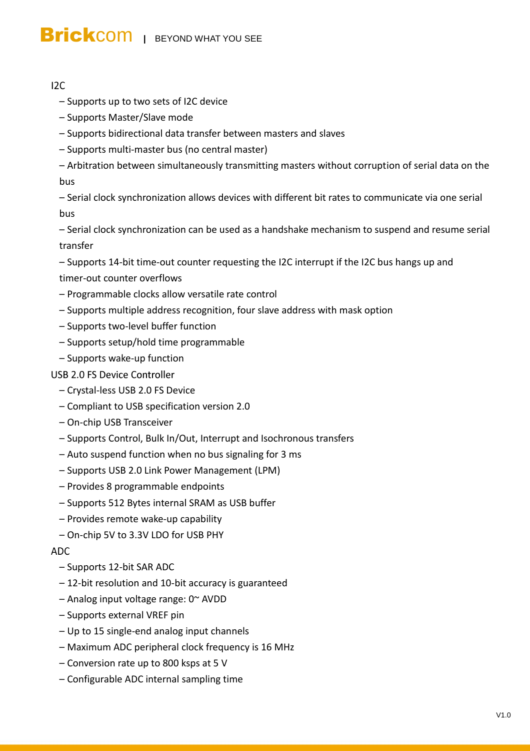I2C

– Supports up to two sets of I2C device

– Supports Master/Slave mode

– Supports bidirectional data transfer between masters and slaves

– Supports multi-master bus (no central master)

– Arbitration between simultaneously transmitting masters without corruption of serial data on the bus

– Serial clock synchronization allows devices with different bit rates to communicate via one serial bus

– Serial clock synchronization can be used as a handshake mechanism to suspend and resume serial transfer

– Supports 14-bit time-out counter requesting the I2C interrupt if the I2C bus hangs up and timer-out counter overflows

– Programmable clocks allow versatile rate control

– Supports multiple address recognition, four slave address with mask option

– Supports two-level buffer function

– Supports setup/hold time programmable

– Supports wake-up function

USB 2.0 FS Device Controller

– Crystal-less USB 2.0 FS Device

– Compliant to USB specification version 2.0

– On-chip USB Transceiver

– Supports Control, Bulk In/Out, Interrupt and Isochronous transfers

– Auto suspend function when no bus signaling for 3 ms

– Supports USB 2.0 Link Power Management (LPM)

– Provides 8 programmable endpoints

– Supports 512 Bytes internal SRAM as USB buffer

– Provides remote wake-up capability

– On-chip 5V to 3.3V LDO for USB PHY

ADC

– Supports 12-bit SAR ADC

– 12-bit resolution and 10-bit accuracy is guaranteed

– Analog input voltage range: 0~ AVDD

– Supports external VREF pin

– Up to 15 single-end analog input channels

– Maximum ADC peripheral clock frequency is 16 MHz

– Conversion rate up to 800 ksps at 5 V

– Configurable ADC internal sampling time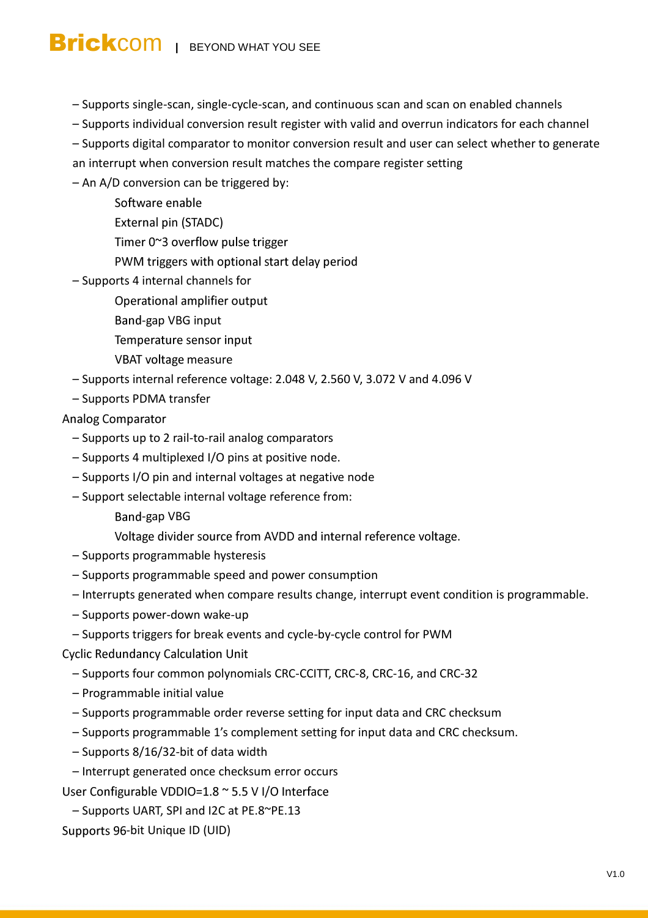– Supports single-scan, single-cycle-scan, and continuous scan and scan on enabled channels

– Supports individual conversion result register with valid and overrun indicators for each channel

– Supports digital comparator to monitor conversion result and user can select whether to generate an interrupt when conversion result matches the compare register setting

– An A/D conversion can be triggered by:

  Software enable

  External pin (STADC)

  Timer 0~3 overflow pulse trigger

  PWM triggers with optional start delay period

– Supports 4 internal channels for

  Operational amplifier output

  Band-gap VBG input

  Temperature sensor input

  VBAT voltage measure

– Supports internal reference voltage: 2.048 V, 2.560 V, 3.072 V and 4.096 V

– Supports PDMA transfer

Analog Comparator

– Supports up to 2 rail-to-rail analog comparators

– Supports 4 multiplexed I/O pins at positive node.

– Supports I/O pin and internal voltages at negative node

– Support selectable internal voltage reference from:

  Band-gap VBG

  Voltage divider source from AVDD and internal reference voltage.

– Supports programmable hysteresis

– Supports programmable speed and power consumption

– Interrupts generated when compare results change, interrupt event condition is programmable.

– Supports power-down wake-up

– Supports triggers for break events and cycle-by-cycle control for PWM

Cyclic Redundancy Calculation Unit

– Supports four common polynomials CRC-CCITT, CRC-8, CRC-16, and CRC-32

– Programmable initial value

– Supports programmable order reverse setting for input data and CRC checksum

– Supports programmable 1's complement setting for input data and CRC checksum.

– Supports 8/16/32-bit of data width

– Interrupt generated once checksum error occurs

User Configurable VDDIO=1.8 ~ 5.5 V I/O Interface

– Supports UART, SPI and I2C at PE.8~PE.13

Supports 96-bit Unique ID (UID)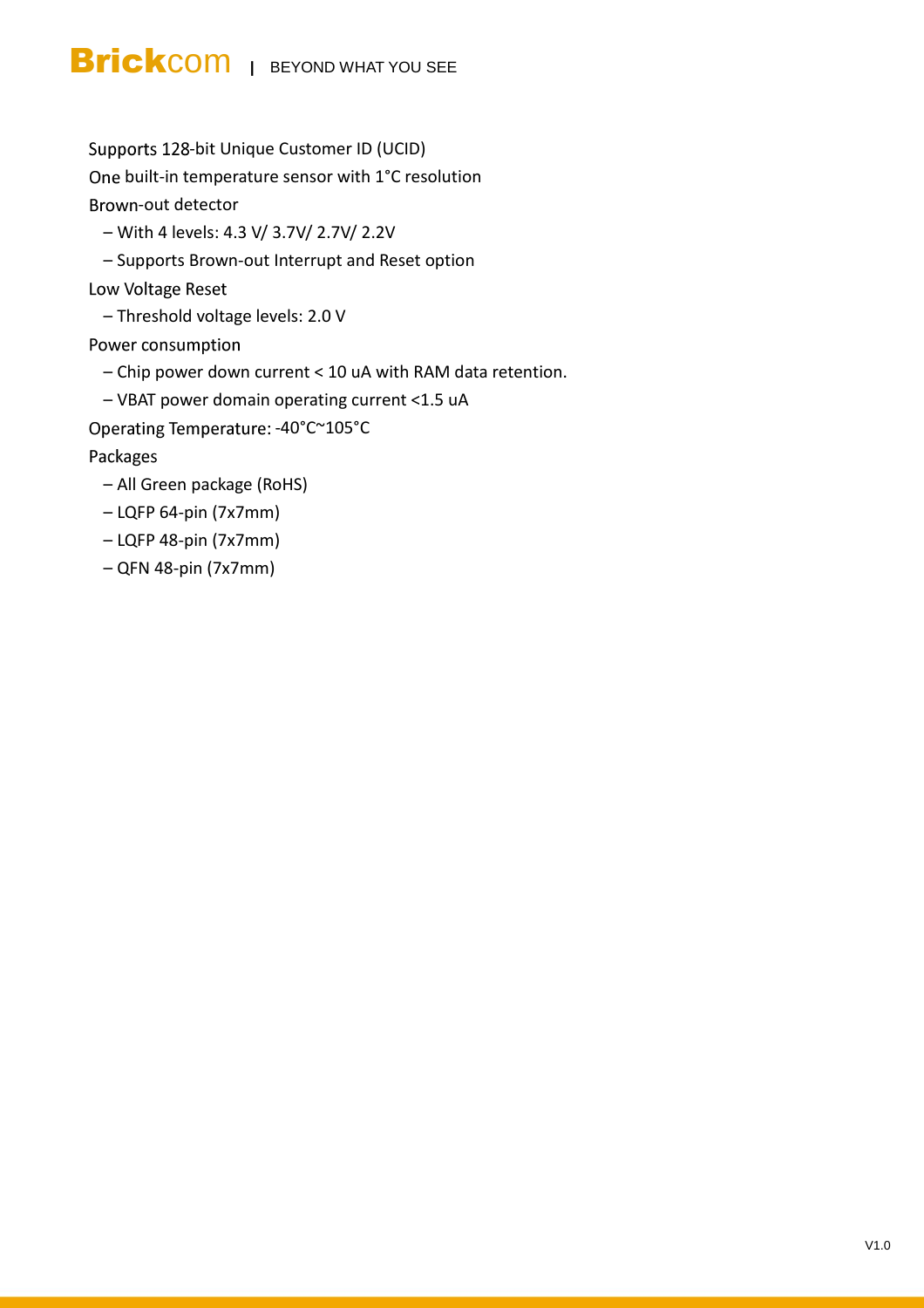Supports 128-bit Unique Customer ID (UCID)

One built-in temperature sensor with 1°C resolution

Brown-out detector

- With 4 levels: 4.3 V/ 3.7V/ 2.7V/ 2.2V
- Supports Brown-out Interrupt and Reset option

Low Voltage Reset

- Threshold voltage levels: 2.0 V

Power consumption

- Chip power down current < 10 uA with RAM data retention.
- VBAT power domain operating current <1.5 uA

Operating Temperature: -40°C~105°C

Packages

- All Green package (RoHS)
- LQFP 64-pin (7x7mm)
- LQFP 48-pin (7x7mm)
- QFN 48-pin (7x7mm)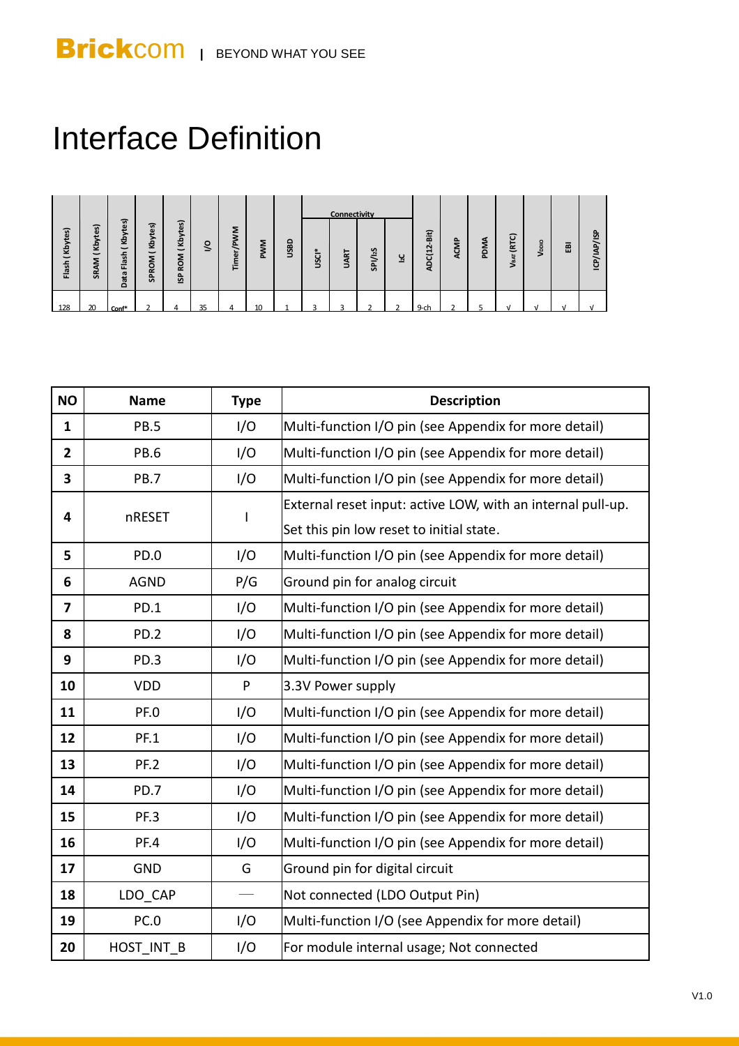# Interface Definition

| Flash ( Kbytes) | SRAM ( Kbytes) | Data Flash ( Kbytes) | SPROM ( Kbytes) | ISP ROM ( Kbytes) | I/O | Timer/PWM | PWM | USBD | Connectivity | | | | ADC(12-Bit) | ACMP | PDMA | $V_{BAT}$ (RTC) | $V_{DDIO}$ | EBI | ICP/IAP/ISP |
|---|---|---|---|---|---|---|---|---|---|---|---|---|---|---|---|---|---|---|---|
| | | | | | | | | | USCI* | UART | SPI/I2S | I2C | | | | | | | |
| 128 | 20 | Conf* | 2 | 4 | 35 | 4 | 10 | 1 | 3 | 3 | 2 | 2 | 9-ch | 2 | 5 | √ | √ | √ | √ |

| NO | Name | Type | Description |
|---|---|---|---|
| 1 | PB.5 | I/O | Multi-function I/O pin (see Appendix for more detail) |
| 2 | PB.6 | I/O | Multi-function I/O pin (see Appendix for more detail) |
| 3 | PB.7 | I/O | Multi-function I/O pin (see Appendix for more detail) |
| 4 | nRESET | I | External reset input: active LOW, with an internal pull-up. Set this pin low reset to initial state. |
| 5 | PD.0 | I/O | Multi-function I/O pin (see Appendix for more detail) |
| 6 | AGND | P/G | Ground pin for analog circuit |
| 7 | PD.1 | I/O | Multi-function I/O pin (see Appendix for more detail) |
| 8 | PD.2 | I/O | Multi-function I/O pin (see Appendix for more detail) |
| 9 | PD.3 | I/O | Multi-function I/O pin (see Appendix for more detail) |
| 10 | VDD | P | 3.3V Power supply |
| 11 | PF.0 | I/O | Multi-function I/O pin (see Appendix for more detail) |
| 12 | PF.1 | I/O | Multi-function I/O pin (see Appendix for more detail) |
| 13 | PF.2 | I/O | Multi-function I/O pin (see Appendix for more detail) |
| 14 | PD.7 | I/O | Multi-function I/O pin (see Appendix for more detail) |
| 15 | PF.3 | I/O | Multi-function I/O pin (see Appendix for more detail) |
| 16 | PF.4 | I/O | Multi-function I/O pin (see Appendix for more detail) |
| 17 | GND | G | Ground pin for digital circuit |
| 18 | LDO_CAP | — | Not connected (LDO Output Pin) |
| 19 | PC.0 | I/O | Multi-function I/O (see Appendix for more detail) |
| 20 | HOST_INT_B | I/O | For module internal usage; Not connected |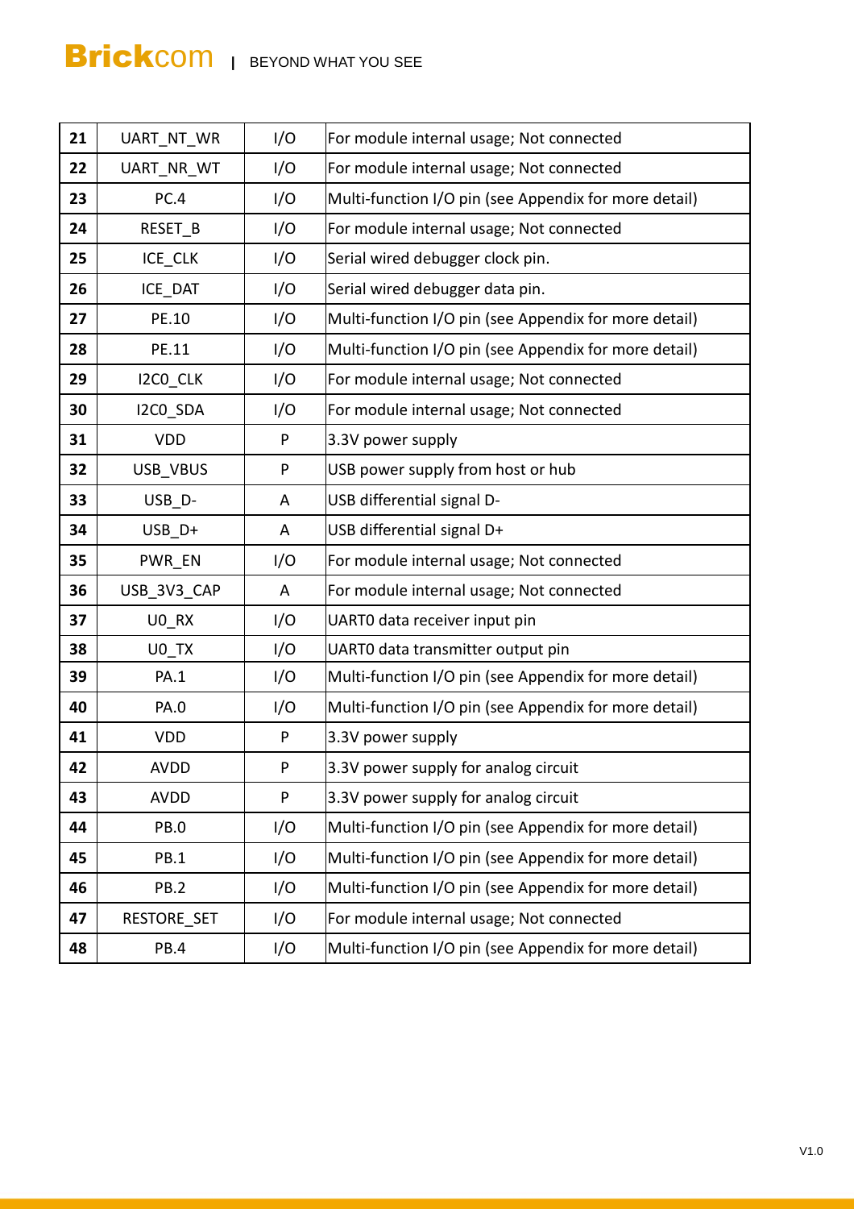| 21 | UART_NT_WR | I/O | For module internal usage; Not connected |
|---|---|---|---|
| 22 | UART_NR_WT | I/O | For module internal usage; Not connected |
| 23 | PC.4 | I/O | Multi-function I/O pin (see Appendix for more detail) |
| 24 | RESET_B | I/O | For module internal usage; Not connected |
| 25 | ICE_CLK | I/O | Serial wired debugger clock pin. |
| 26 | ICE_DAT | I/O | Serial wired debugger data pin. |
| 27 | PE.10 | I/O | Multi-function I/O pin (see Appendix for more detail) |
| 28 | PE.11 | I/O | Multi-function I/O pin (see Appendix for more detail) |
| 29 | I2C0_CLK | I/O | For module internal usage; Not connected |
| 30 | I2C0_SDA | I/O | For module internal usage; Not connected |
| 31 | VDD | P | 3.3V power supply |
| 32 | USB_VBUS | P | USB power supply from host or hub |
| 33 | USB_D- | A | USB differential signal D- |
| 34 | USB_D+ | A | USB differential signal D+ |
| 35 | PWR_EN | I/O | For module internal usage; Not connected |
| 36 | USB_3V3_CAP | A | For module internal usage; Not connected |
| 37 | U0_RX | I/O | UART0 data receiver input pin |
| 38 | U0_TX | I/O | UART0 data transmitter output pin |
| 39 | PA.1 | I/O | Multi-function I/O pin (see Appendix for more detail) |
| 40 | PA.0 | I/O | Multi-function I/O pin (see Appendix for more detail) |
| 41 | VDD | P | 3.3V power supply |
| 42 | AVDD | P | 3.3V power supply for analog circuit |
| 43 | AVDD | P | 3.3V power supply for analog circuit |
| 44 | PB.0 | I/O | Multi-function I/O pin (see Appendix for more detail) |
| 45 | PB.1 | I/O | Multi-function I/O pin (see Appendix for more detail) |
| 46 | PB.2 | I/O | Multi-function I/O pin (see Appendix for more detail) |
| 47 | RESTORE_SET | I/O | For module internal usage; Not connected |
| 48 | PB.4 | I/O | Multi-function I/O pin (see Appendix for more detail) |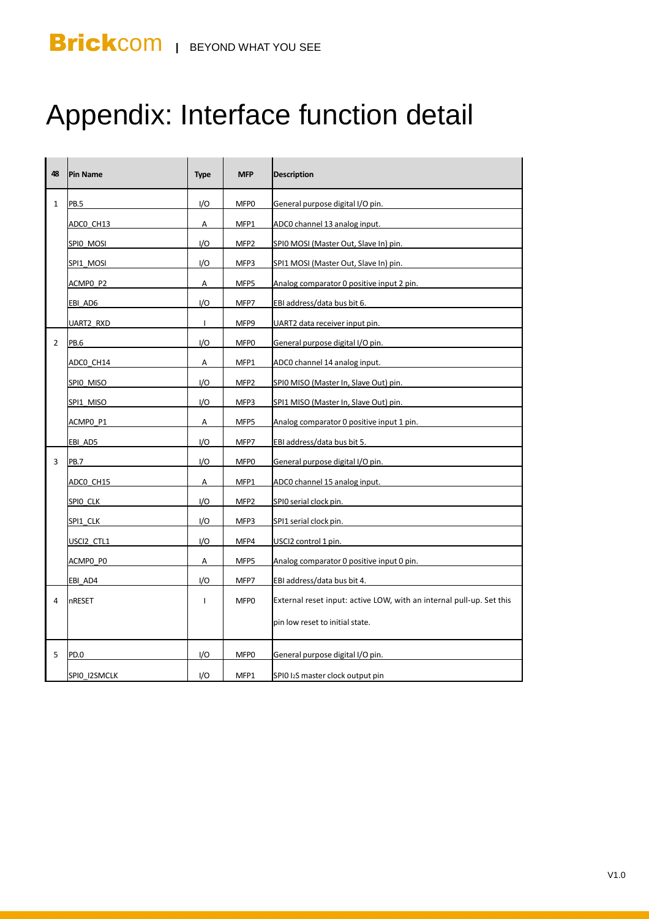# Appendix: Interface function detail

| 48 | Pin Name | Type | MFP | Description |
| --- | --- | --- | --- | --- |
| 1 | PB.5 | I/O | MFP0 | General purpose digital I/O pin. |
| | ADC0_CH13 | A | MFP1 | ADC0 channel 13 analog input. |
| | SPI0_MOSI | I/O | MFP2 | SPI0 MOSI (Master Out, Slave In) pin. |
| | SPI1_MOSI | I/O | MFP3 | SPI1 MOSI (Master Out, Slave In) pin. |
| | ACMP0_P2 | A | MFP5 | Analog comparator 0 positive input 2 pin. |
| | EBI_AD6 | I/O | MFP7 | EBI address/data bus bit 6. |
| | UART2_RXD | I | MFP9 | UART2 data receiver input pin. |
| 2 | PB.6 | I/O | MFP0 | General purpose digital I/O pin. |
| | ADC0_CH14 | A | MFP1 | ADC0 channel 14 analog input. |
| | SPI0_MISO | I/O | MFP2 | SPI0 MISO (Master In, Slave Out) pin. |
| | SPI1_MISO | I/O | MFP3 | SPI1 MISO (Master In, Slave Out) pin. |
| | ACMP0_P1 | A | MFP5 | Analog comparator 0 positive input 1 pin. |
| | EBI_AD5 | I/O | MFP7 | EBI address/data bus bit 5. |
| 3 | PB.7 | I/O | MFP0 | General purpose digital I/O pin. |
| | ADC0_CH15 | A | MFP1 | ADC0 channel 15 analog input. |
| | SPI0_CLK | I/O | MFP2 | SPI0 serial clock pin. |
| | SPI1_CLK | I/O | MFP3 | SPI1 serial clock pin. |
| | USCI2_CTL1 | I/O | MFP4 | USCI2 control 1 pin. |
| | ACMP0_P0 | A | MFP5 | Analog comparator 0 positive input 0 pin. |
| | EBI_AD4 | I/O | MFP7 | EBI address/data bus bit 4. |
| 4 | nRESET | I | MFP0 | External reset input: active LOW, with an internal pull-up. Set this pin low reset to initial state. |
| 5 | PD.0 | I/O | MFP0 | General purpose digital I/O pin. |
| | SPI0_I2SMCLK | I/O | MFP1 | SPI0 I2S master clock output pin |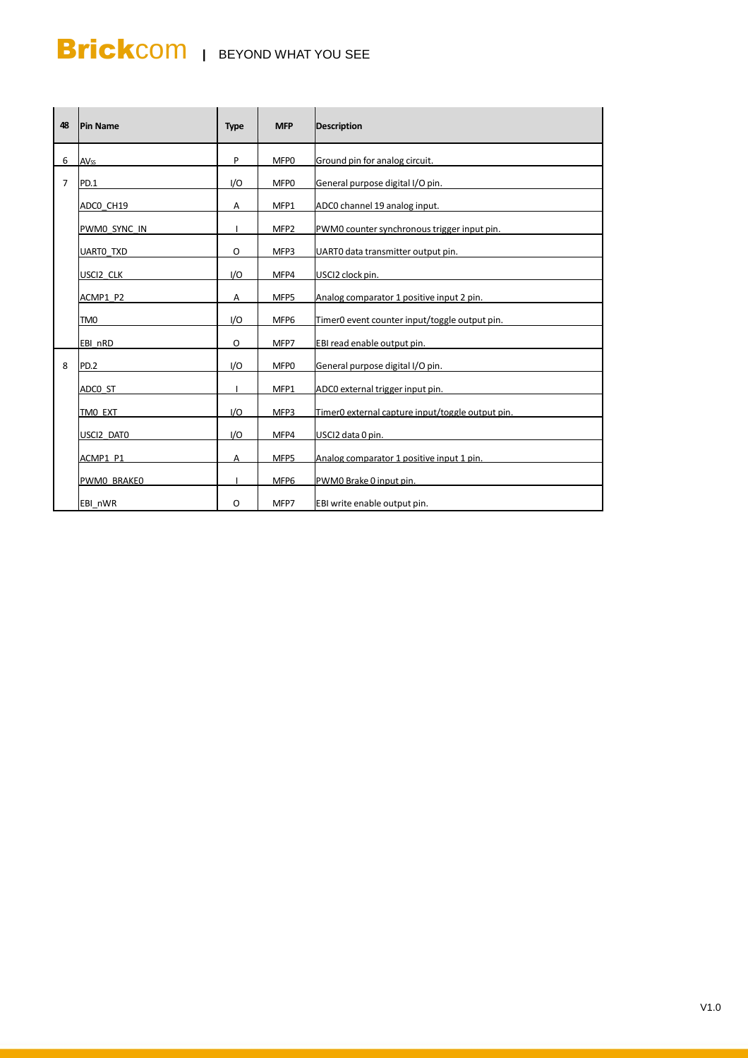| 48 | Pin Name | Type | MFP | Description |
|---|---|---|---|---|
| 6 | $AV_{SS}$ | P | MFP0 | Ground pin for analog circuit. |
| 7 | PD.1 | I/O | MFP0 | General purpose digital I/O pin. |
| | ADC0_CH19 | A | MFP1 | ADC0 channel 19 analog input. |
| | PWM0_SYNC_IN | I | MFP2 | PWM0 counter synchronous trigger input pin. |
| | UART0_TXD | O | MFP3 | UART0 data transmitter output pin. |
| | USCI2_CLK | I/O | MFP4 | USCI2 clock pin. |
| | ACMP1_P2 | A | MFP5 | Analog comparator 1 positive input 2 pin. |
| | TM0 | I/O | MFP6 | Timer0 event counter input/toggle output pin. |
| | EBI_nRD | O | MFP7 | EBI read enable output pin. |
| 8 | PD.2 | I/O | MFP0 | General purpose digital I/O pin. |
| | ADC0_ST | I | MFP1 | ADC0 external trigger input pin. |
| | TM0_EXT | I/O | MFP3 | Timer0 external capture input/toggle output pin. |
| | USCI2_DAT0 | I/O | MFP4 | USCI2 data 0 pin. |
| | ACMP1_P1 | A | MFP5 | Analog comparator 1 positive input 1 pin. |
| | PWM0_BRAKE0 | I | MFP6 | PWM0 Brake 0 input pin. |
| | EBI_nWR | O | MFP7 | EBI write enable output pin. |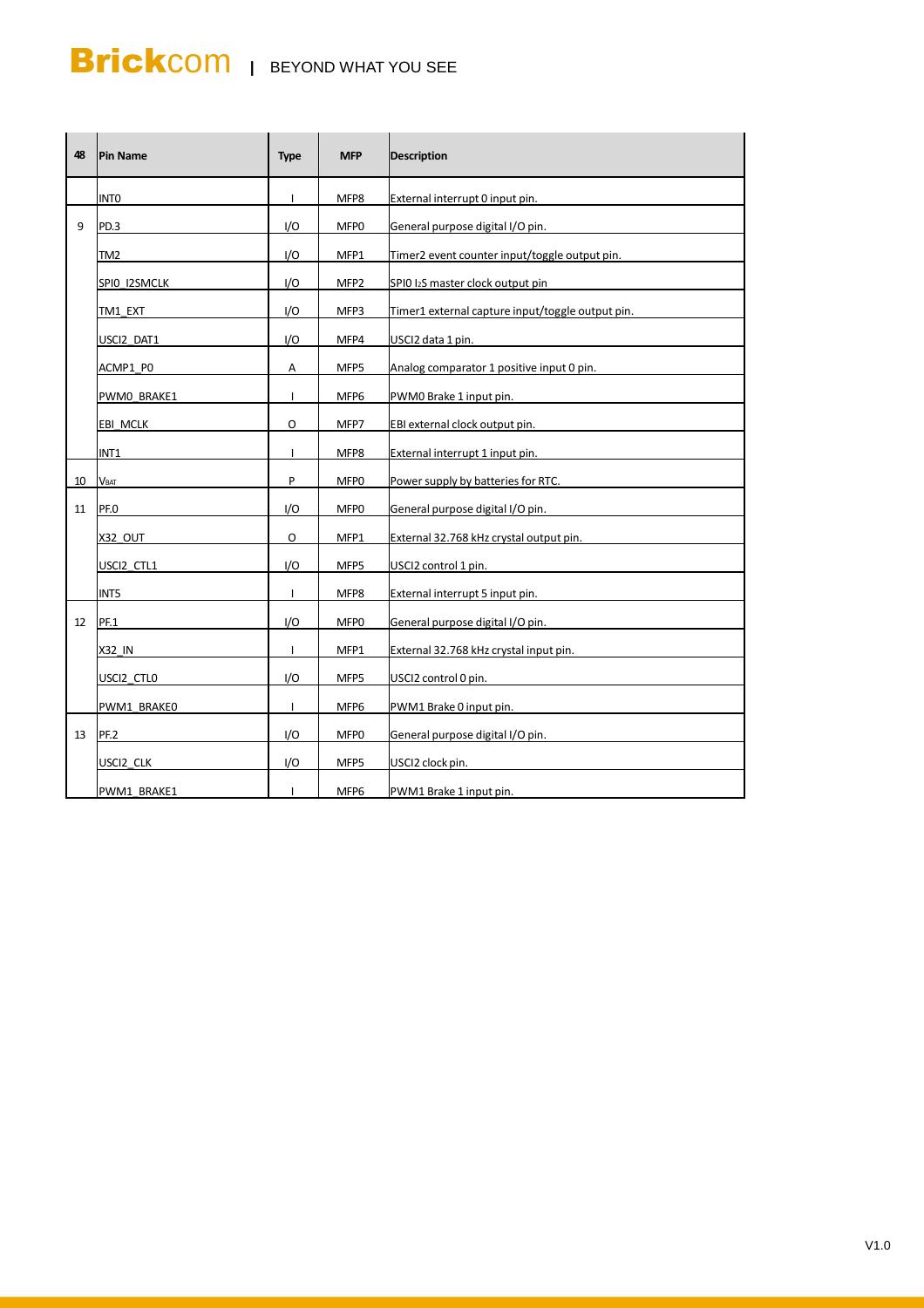| 48 | Pin Name | Type | MFP | Description |
|---|---|---|---|---|
| | INT0 | I | MFP8 | External interrupt 0 input pin. |
| 9 | PD.3 | I/O | MFP0 | General purpose digital I/O pin. |
| | TM2 | I/O | MFP1 | Timer2 event counter input/toggle output pin. |
| | SPI0_I2SMCLK | I/O | MFP2 | SPI0 I2S master clock output pin |
| | TM1_EXT | I/O | MFP3 | Timer1 external capture input/toggle output pin. |
| | USCI2_DAT1 | I/O | MFP4 | USCI2 data 1 pin. |
| | ACMP1_P0 | A | MFP5 | Analog comparator 1 positive input 0 pin. |
| | PWM0_BRAKE1 | I | MFP6 | PWM0 Brake 1 input pin. |
| | EBI_MCLK | O | MFP7 | EBI external clock output pin. |
| | INT1 | I | MFP8 | External interrupt 1 input pin. |
| 10 | $V_{BAT}$ | P | MFP0 | Power supply by batteries for RTC. |
| 11 | PF.0 | I/O | MFP0 | General purpose digital I/O pin. |
| | X32_OUT | O | MFP1 | External 32.768 kHz crystal output pin. |
| | USCI2_CTL1 | I/O | MFP5 | USCI2 control 1 pin. |
| | INT5 | I | MFP8 | External interrupt 5 input pin. |
| 12 | PF.1 | I/O | MFP0 | General purpose digital I/O pin. |
| | X32_IN | I | MFP1 | External 32.768 kHz crystal input pin. |
| | USCI2_CTL0 | I/O | MFP5 | USCI2 control 0 pin. |
| | PWM1_BRAKE0 | I | MFP6 | PWM1 Brake 0 input pin. |
| 13 | PF.2 | I/O | MFP0 | General purpose digital I/O pin. |
| | USCI2_CLK | I/O | MFP5 | USCI2 clock pin. |
| | PWM1_BRAKE1 | I | MFP6 | PWM1 Brake 1 input pin. |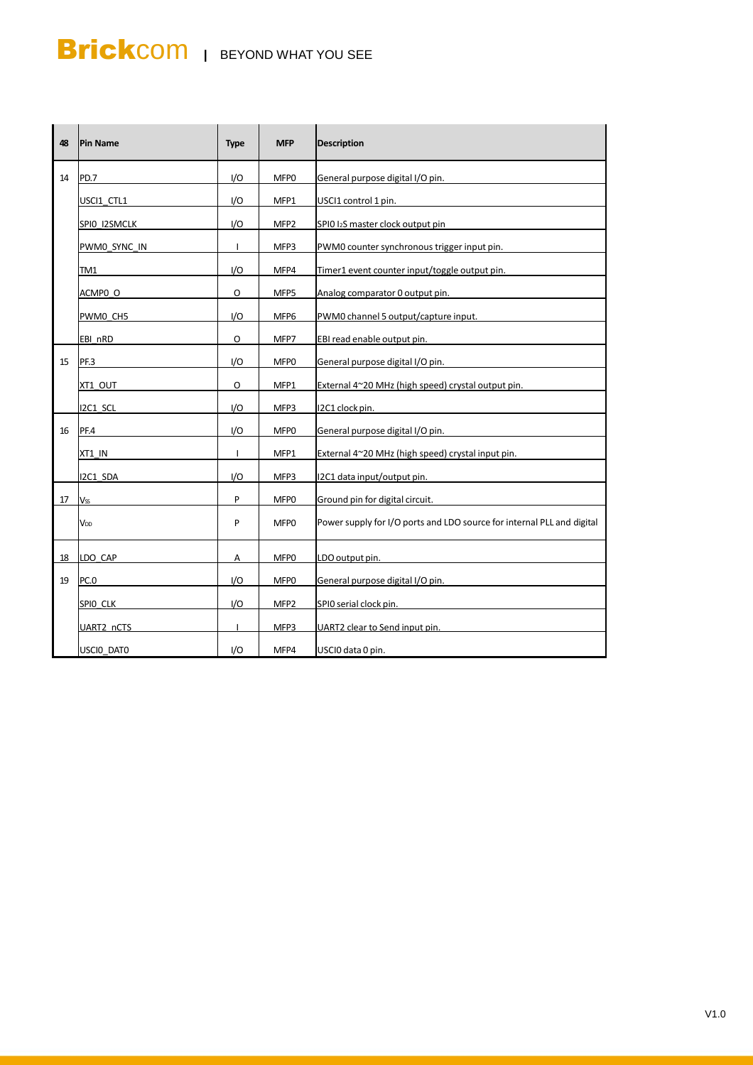| 48 | Pin Name | Type | MFP | Description |
|---|---|---|---|---|
| 14 | PD.7 | I/O | MFP0 | General purpose digital I/O pin. |
| | USCI1_CTL1 | I/O | MFP1 | USCI1 control 1 pin. |
| | SPI0_I2SMCLK | I/O | MFP2 | SPI0 $I_2S$ master clock output pin |
| | PWM0_SYNC_IN | I | MFP3 | PWM0 counter synchronous trigger input pin. |
| | TM1 | I/O | MFP4 | Timer1 event counter input/toggle output pin. |
| | ACMP0_O | O | MFP5 | Analog comparator 0 output pin. |
| | PWM0_CH5 | I/O | MFP6 | PWM0 channel 5 output/capture input. |
| | EBI_nRD | O | MFP7 | EBI read enable output pin. |
| 15 | PF.3 | I/O | MFP0 | General purpose digital I/O pin. |
| | XT1_OUT | O | MFP1 | External 4~20 MHz (high speed) crystal output pin. |
| | I2C1_SCL | I/O | MFP3 | I2C1 clock pin. |
| 16 | PF.4 | I/O | MFP0 | General purpose digital I/O pin. |
| | XT1_IN | I | MFP1 | External 4~20 MHz (high speed) crystal input pin. |
| | I2C1_SDA | I/O | MFP3 | I2C1 data input/output pin. |
| 17 | $V_{SS}$ | P | MFP0 | Ground pin for digital circuit. |
| | $V_{DD}$ | P | MFP0 | Power supply for I/O ports and LDO source for internal PLL and digital |
| 18 | LDO_CAP | A | MFP0 | LDO output pin. |
| 19 | PC.0 | I/O | MFP0 | General purpose digital I/O pin. |
| | SPI0_CLK | I/O | MFP2 | SPI0 serial clock pin. |
| | UART2_nCTS | I | MFP3 | UART2 clear to Send input pin. |
| | USCI0_DAT0 | I/O | MFP4 | USCI0 data 0 pin. |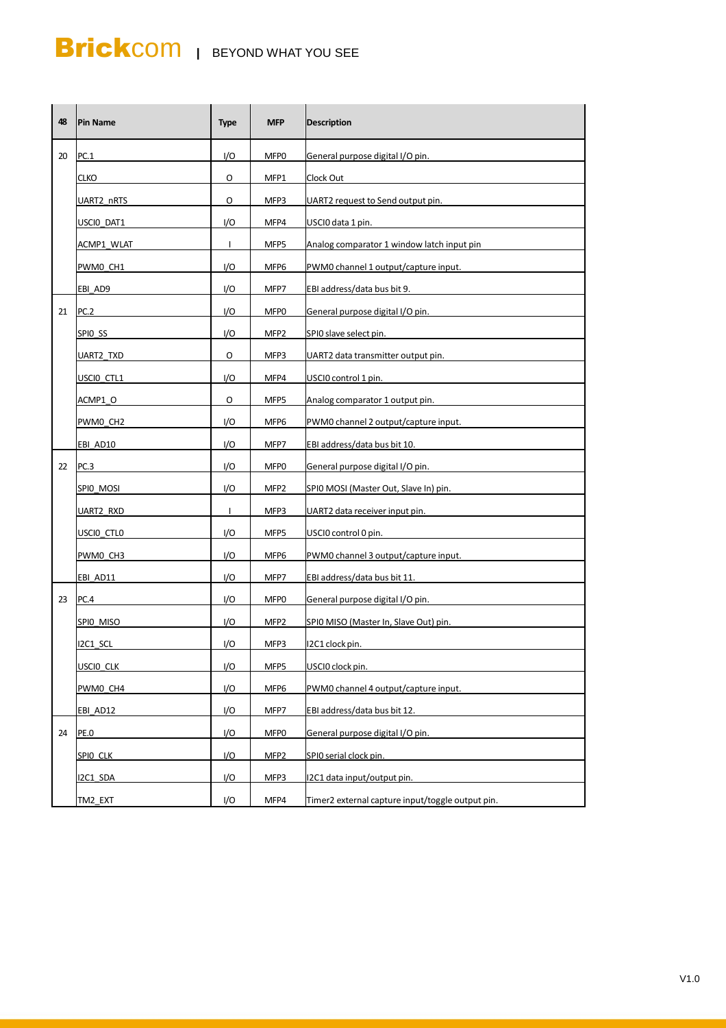| 48 | Pin Name | Type | MFP | Description |
|---|---|---|---|---|
| 20 | PC.1 | I/O | MFP0 | General purpose digital I/O pin. |
| | CLKO | O | MFP1 | Clock Out |
| | UART2_nRTS | O | MFP3 | UART2 request to Send output pin. |
| | USCI0_DAT1 | I/O | MFP4 | USCI0 data 1 pin. |
| | ACMP1_WLAT | I | MFP5 | Analog comparator 1 window latch input pin |
| | PWM0_CH1 | I/O | MFP6 | PWM0 channel 1 output/capture input. |
| | EBI_AD9 | I/O | MFP7 | EBI address/data bus bit 9. |
| 21 | PC.2 | I/O | MFP0 | General purpose digital I/O pin. |
| | SPI0_SS | I/O | MFP2 | SPI0 slave select pin. |
| | UART2_TXD | O | MFP3 | UART2 data transmitter output pin. |
| | USCI0_CTL1 | I/O | MFP4 | USCI0 control 1 pin. |
| | ACMP1_O | O | MFP5 | Analog comparator 1 output pin. |
| | PWM0_CH2 | I/O | MFP6 | PWM0 channel 2 output/capture input. |
| | EBI_AD10 | I/O | MFP7 | EBI address/data bus bit 10. |
| 22 | PC.3 | I/O | MFP0 | General purpose digital I/O pin. |
| | SPI0_MOSI | I/O | MFP2 | SPI0 MOSI (Master Out, Slave In) pin. |
| | UART2_RXD | I | MFP3 | UART2 data receiver input pin. |
| | USCI0_CTL0 | I/O | MFP5 | USCI0 control 0 pin. |
| | PWM0_CH3 | I/O | MFP6 | PWM0 channel 3 output/capture input. |
| | EBI_AD11 | I/O | MFP7 | EBI address/data bus bit 11. |
| 23 | PC.4 | I/O | MFP0 | General purpose digital I/O pin. |
| | SPI0_MISO | I/O | MFP2 | SPI0 MISO (Master In, Slave Out) pin. |
| | I2C1_SCL | I/O | MFP3 | I2C1 clock pin. |
| | USCI0_CLK | I/O | MFP5 | USCI0 clock pin. |
| | PWM0_CH4 | I/O | MFP6 | PWM0 channel 4 output/capture input. |
| | EBI_AD12 | I/O | MFP7 | EBI address/data bus bit 12. |
| 24 | PE.0 | I/O | MFP0 | General purpose digital I/O pin. |
| | SPI0_CLK | I/O | MFP2 | SPI0 serial clock pin. |
| | I2C1_SDA | I/O | MFP3 | I2C1 data input/output pin. |
| | TM2_EXT | I/O | MFP4 | Timer2 external capture input/toggle output pin. |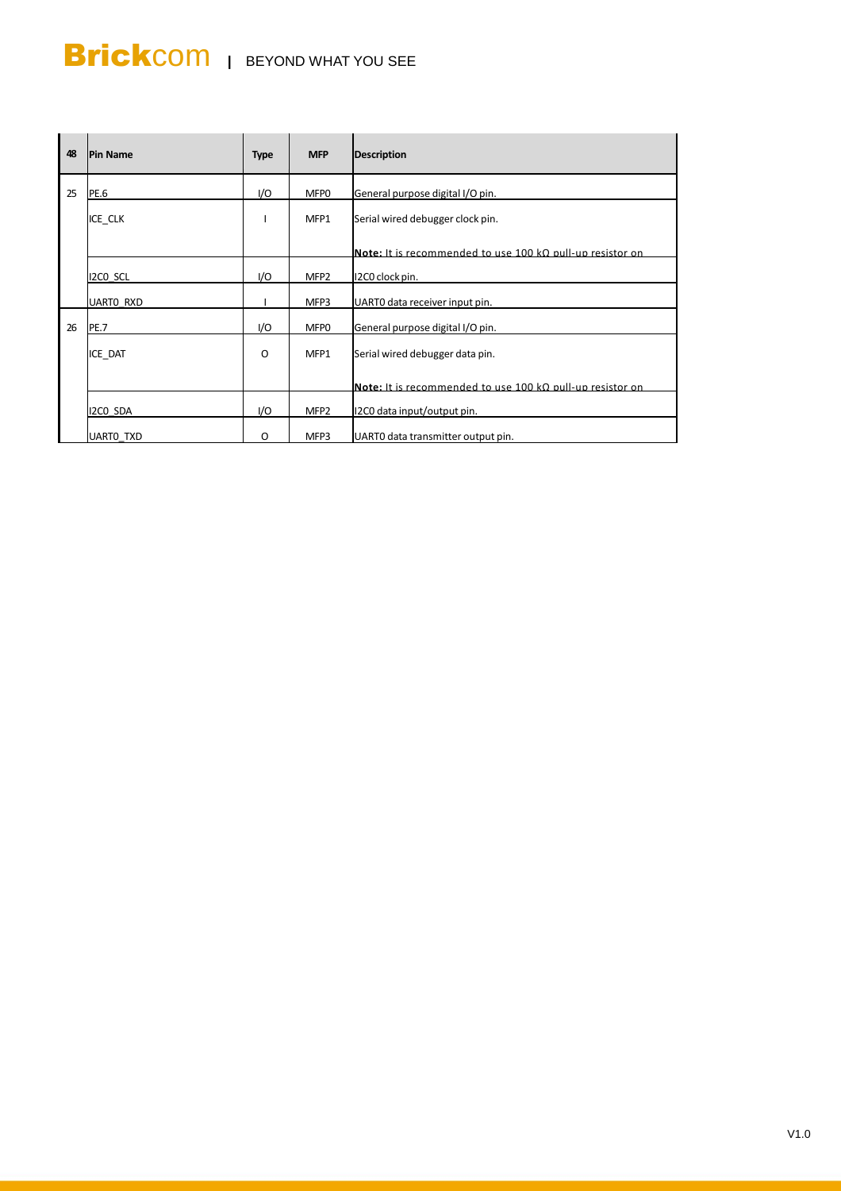| 48 | Pin Name | Type | MFP | Description |
| --- | --- | --- | --- | --- |
| 25 | PE.6 | I/O | MFP0 | General purpose digital I/O pin. |
| | ICE_CLK | I | MFP1 | Serial wired debugger clock pin.<br><br>**Note:** It is recommended to use 100 kΩ pull-up resistor on |
| | I2C0_SCL | I/O | MFP2 | I2C0 clock pin. |
| | UART0_RXD | I | MFP3 | UART0 data receiver input pin. |
| 26 | PE.7 | I/O | MFP0 | General purpose digital I/O pin. |
| | ICE_DAT | O | MFP1 | Serial wired debugger data pin.<br><br>**Note:** It is recommended to use 100 kΩ pull-up resistor on |
| | I2C0_SDA | I/O | MFP2 | I2C0 data input/output pin. |
| | UART0_TXD | O | MFP3 | UART0 data transmitter output pin. |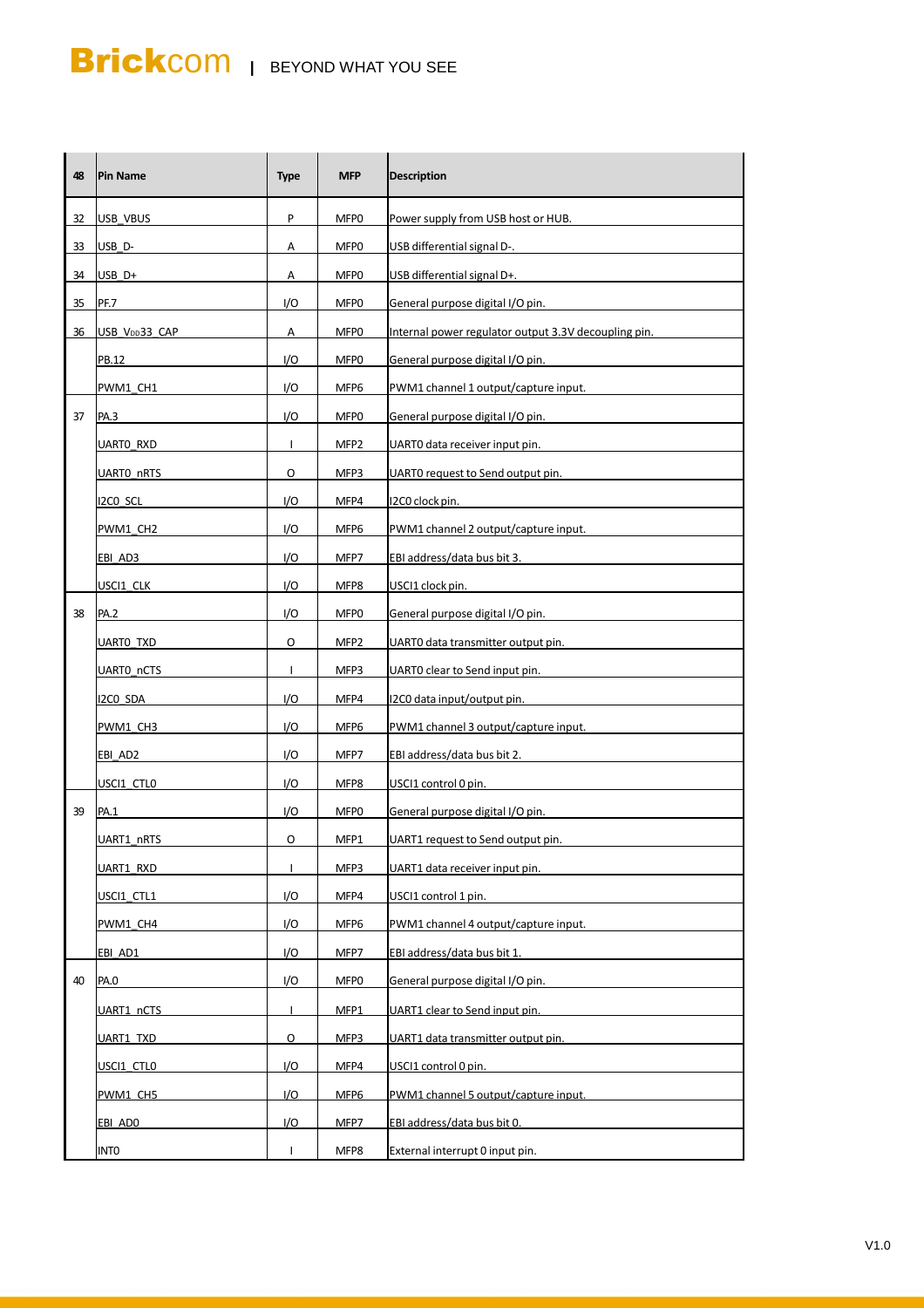| 48 | Pin Name | Type | MFP | Description |
|---|---|---|---|---|
| 32 | USB_VBUS | P | MFP0 | Power supply from USB host or HUB. |
| 33 | USB_D- | A | MFP0 | USB differential signal D-. |
| 34 | USB_D+ | A | MFP0 | USB differential signal D+. |
| 35 | PF.7 | I/O | MFP0 | General purpose digital I/O pin. |
| 36 | USB_V$_{DD}$33_CAP | A | MFP0 | Internal power regulator output 3.3V decoupling pin. |
| | PB.12 | I/O | MFP0 | General purpose digital I/O pin. |
| | PWM1_CH1 | I/O | MFP6 | PWM1 channel 1 output/capture input. |
| 37 | PA.3 | I/O | MFP0 | General purpose digital I/O pin. |
| | UART0_RXD | I | MFP2 | UART0 data receiver input pin. |
| | UART0_nRTS | O | MFP3 | UART0 request to Send output pin. |
| | I2C0_SCL | I/O | MFP4 | I2C0 clock pin. |
| | PWM1_CH2 | I/O | MFP6 | PWM1 channel 2 output/capture input. |
| | EBI_AD3 | I/O | MFP7 | EBI address/data bus bit 3. |
| | USCI1_CLK | I/O | MFP8 | USCI1 clock pin. |
| 38 | PA.2 | I/O | MFP0 | General purpose digital I/O pin. |
| | UART0_TXD | O | MFP2 | UART0 data transmitter output pin. |
| | UART0_nCTS | I | MFP3 | UART0 clear to Send input pin. |
| | I2C0_SDA | I/O | MFP4 | I2C0 data input/output pin. |
| | PWM1_CH3 | I/O | MFP6 | PWM1 channel 3 output/capture input. |
| | EBI_AD2 | I/O | MFP7 | EBI address/data bus bit 2. |
| | USCI1_CTL0 | I/O | MFP8 | USCI1 control 0 pin. |
| 39 | PA.1 | I/O | MFP0 | General purpose digital I/O pin. |
| | UART1_nRTS | O | MFP1 | UART1 request to Send output pin. |
| | UART1_RXD | I | MFP3 | UART1 data receiver input pin. |
| | USCI1_CTL1 | I/O | MFP4 | USCI1 control 1 pin. |
| | PWM1_CH4 | I/O | MFP6 | PWM1 channel 4 output/capture input. |
| | EBI_AD1 | I/O | MFP7 | EBI address/data bus bit 1. |
| 40 | PA.0 | I/O | MFP0 | General purpose digital I/O pin. |
| | UART1_nCTS | I | MFP1 | UART1 clear to Send input pin. |
| | UART1_TXD | O | MFP3 | UART1 data transmitter output pin. |
| | USCI1_CTL0 | I/O | MFP4 | USCI1 control 0 pin. |
| | PWM1_CH5 | I/O | MFP6 | PWM1 channel 5 output/capture input. |
| | EBI_AD0 | I/O | MFP7 | EBI address/data bus bit 0. |
| | INT0 | I | MFP8 | External interrupt 0 input pin. |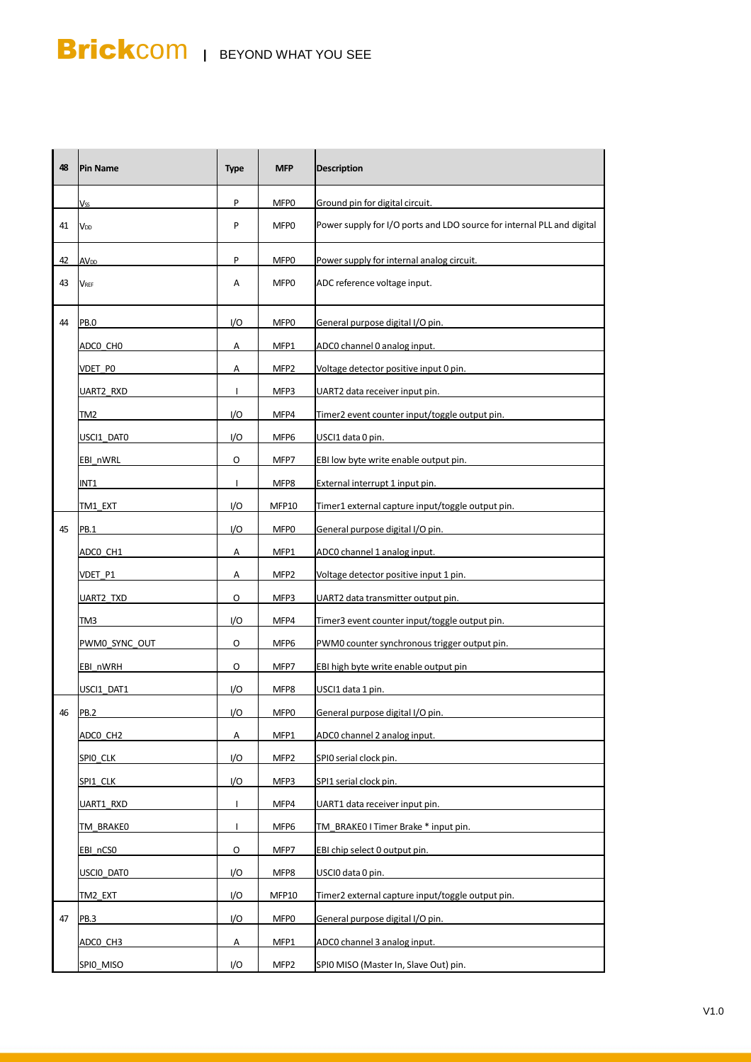| 48 | Pin Name | Type | MFP | Description |
|---|---|---|---|---|
| | $V_{SS}$ | P | MFP0 | Ground pin for digital circuit. |
| 41 | $V_{DD}$ | P | MFP0 | Power supply for I/O ports and LDO source for internal PLL and digital |
| 42 | $AV_{DD}$ | P | MFP0 | Power supply for internal analog circuit. |
| 43 | $V_{REF}$ | A | MFP0 | ADC reference voltage input. |
| 44 | PB.0 | I/O | MFP0 | General purpose digital I/O pin. |
| | ADC0_CH0 | A | MFP1 | ADC0 channel 0 analog input. |
| | VDET_P0 | A | MFP2 | Voltage detector positive input 0 pin. |
| | UART2_RXD | I | MFP3 | UART2 data receiver input pin. |
| | TM2 | I/O | MFP4 | Timer2 event counter input/toggle output pin. |
| | USCI1_DAT0 | I/O | MFP6 | USCI1 data 0 pin. |
| | EBI_nWRL | O | MFP7 | EBI low byte write enable output pin. |
| | INT1 | I | MFP8 | External interrupt 1 input pin. |
| | TM1_EXT | I/O | MFP10 | Timer1 external capture input/toggle output pin. |
| 45 | PB.1 | I/O | MFP0 | General purpose digital I/O pin. |
| | ADC0_CH1 | A | MFP1 | ADC0 channel 1 analog input. |
| | VDET_P1 | A | MFP2 | Voltage detector positive input 1 pin. |
| | UART2_TXD | O | MFP3 | UART2 data transmitter output pin. |
| | TM3 | I/O | MFP4 | Timer3 event counter input/toggle output pin. |
| | PWM0_SYNC_OUT | O | MFP6 | PWM0 counter synchronous trigger output pin. |
| | EBI_nWRH | O | MFP7 | EBI high byte write enable output pin |
| | USCI1_DAT1 | I/O | MFP8 | USCI1 data 1 pin. |
| 46 | PB.2 | I/O | MFP0 | General purpose digital I/O pin. |
| | ADC0_CH2 | A | MFP1 | ADC0 channel 2 analog input. |
| | SPI0_CLK | I/O | MFP2 | SPI0 serial clock pin. |
| | SPI1_CLK | I/O | MFP3 | SPI1 serial clock pin. |
| | UART1_RXD | I | MFP4 | UART1 data receiver input pin. |
| | TM_BRAKE0 | I | MFP6 | TM_BRAKE0 I Timer Brake * input pin. |
| | EBI_nCS0 | O | MFP7 | EBI chip select 0 output pin. |
| | USCI0_DAT0 | I/O | MFP8 | USCI0 data 0 pin. |
| | TM2_EXT | I/O | MFP10 | Timer2 external capture input/toggle output pin. |
| 47 | PB.3 | I/O | MFP0 | General purpose digital I/O pin. |
| | ADC0_CH3 | A | MFP1 | ADC0 channel 3 analog input. |
| | SPI0_MISO | I/O | MFP2 | SPI0 MISO (Master In, Slave Out) pin. |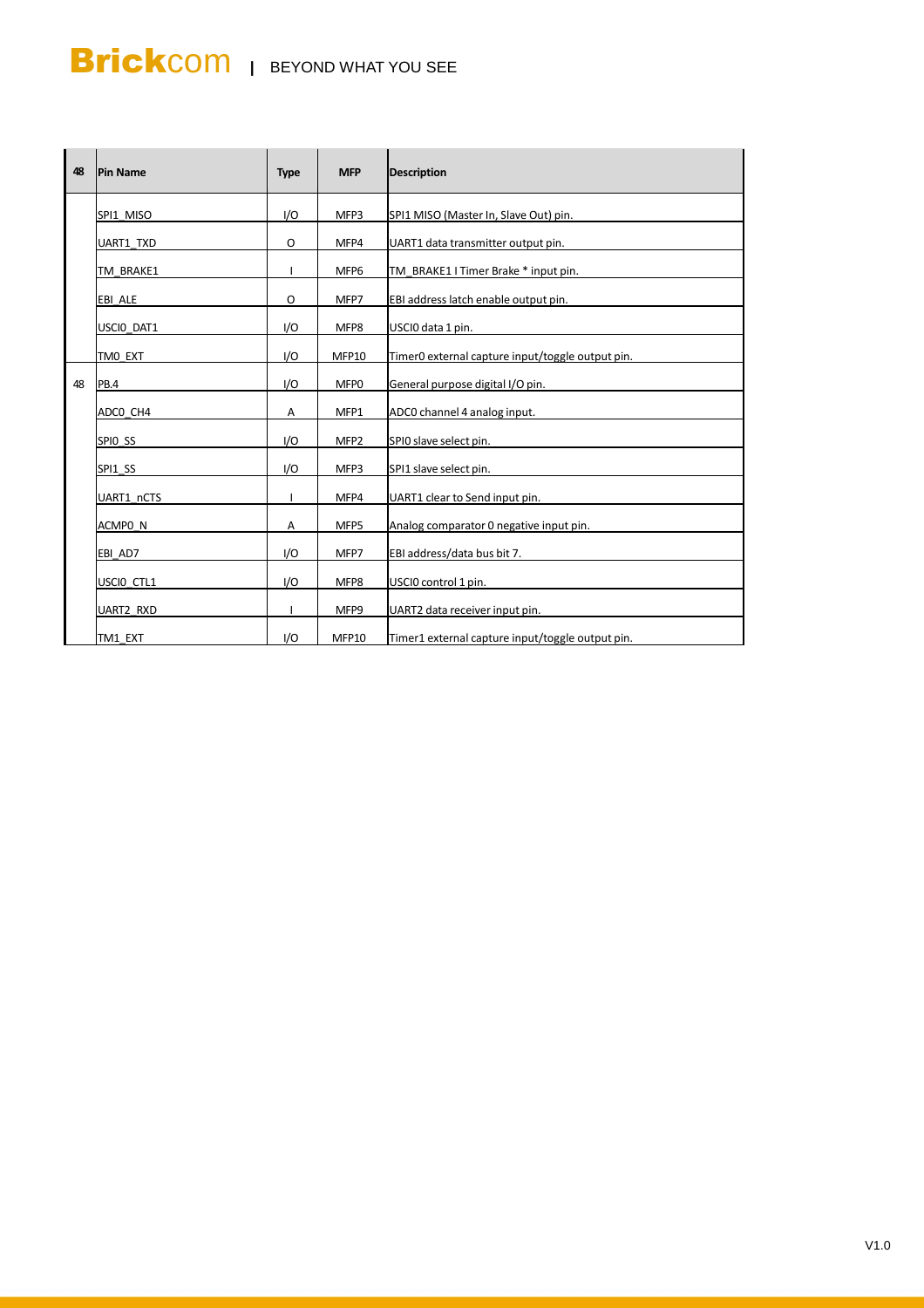| 48 | Pin Name | Type | MFP | Description |
|---|---|---|---|---|
| | SPI1_MISO | I/O | MFP3 | SPI1 MISO (Master In, Slave Out) pin. |
| | UART1_TXD | O | MFP4 | UART1 data transmitter output pin. |
| | TM_BRAKE1 | I | MFP6 | TM_BRAKE1 I Timer Brake * input pin. |
| | EBI_ALE | O | MFP7 | EBI address latch enable output pin. |
| | USCI0_DAT1 | I/O | MFP8 | USCI0 data 1 pin. |
| | TM0_EXT | I/O | MFP10 | Timer0 external capture input/toggle output pin. |
| 48 | PB.4 | I/O | MFP0 | General purpose digital I/O pin. |
| | ADC0_CH4 | A | MFP1 | ADC0 channel 4 analog input. |
| | SPI0_SS | I/O | MFP2 | SPI0 slave select pin. |
| | SPI1_SS | I/O | MFP3 | SPI1 slave select pin. |
| | UART1_nCTS | I | MFP4 | UART1 clear to Send input pin. |
| | ACMP0_N | A | MFP5 | Analog comparator 0 negative input pin. |
| | EBI_AD7 | I/O | MFP7 | EBI address/data bus bit 7. |
| | USCI0_CTL1 | I/O | MFP8 | USCI0 control 1 pin. |
| | UART2_RXD | I | MFP9 | UART2 data receiver input pin. |
| | TM1_EXT | I/O | MFP10 | Timer1 external capture input/toggle output pin. |